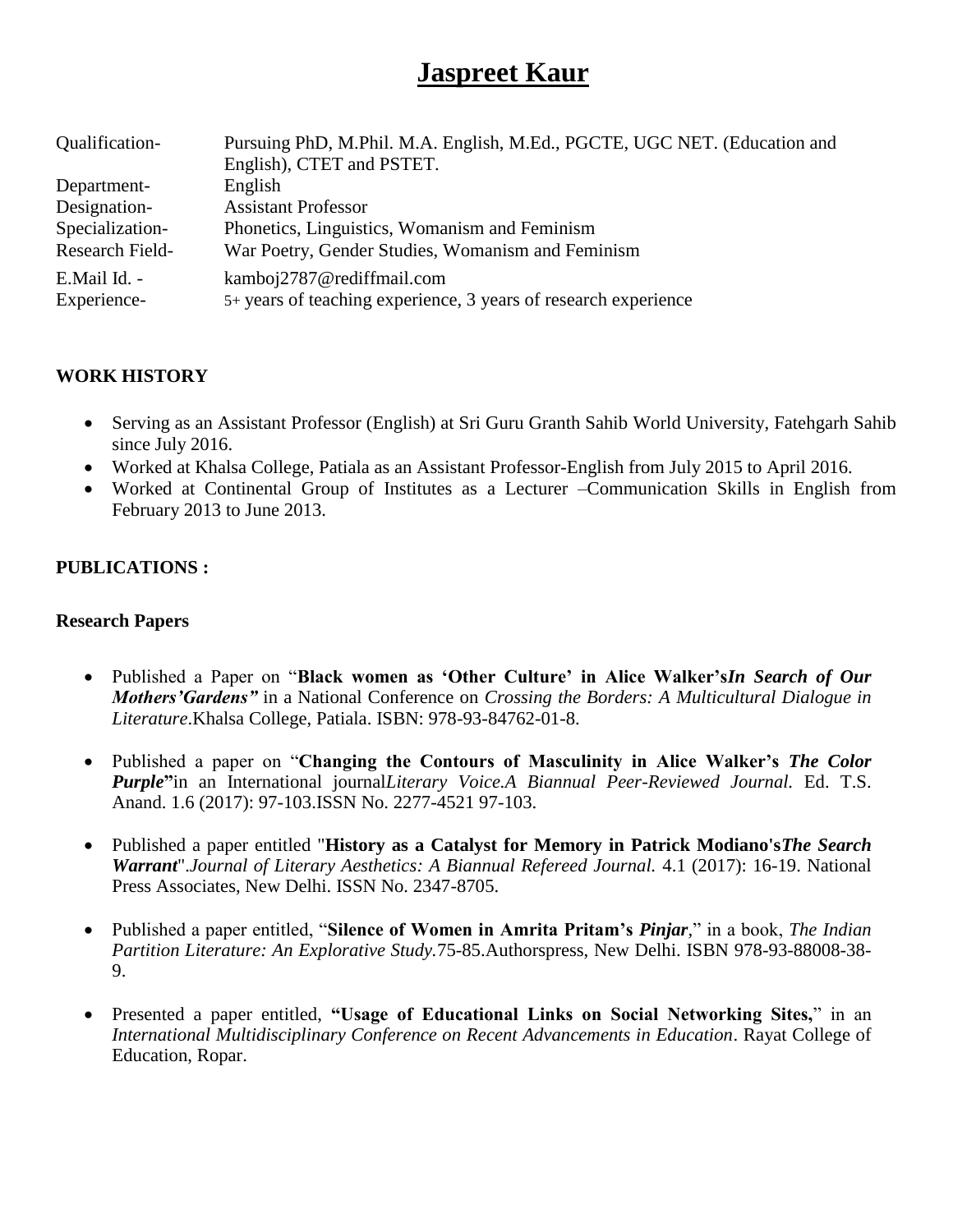# Jaspreet Kaur

| | |
|---|---|
| Qualification- | Pursuing PhD, M.Phil. M.A. English, M.Ed., PGCTE, UGC NET. (Education and English), CTET and PSTET. |
| Department- | English |
| Designation- | Assistant Professor |
| Specialization- | Phonetics, Linguistics, Womanism and Feminism |
| Research Field- | War Poetry, Gender Studies, Womanism and Feminism |
| E.Mail Id. - | kamboj2787@rediffmail.com |
| Experience- | 5+ years of teaching experience, 3 years of research experience |

## WORK HISTORY

- Serving as an Assistant Professor (English) at Sri Guru Granth Sahib World University, Fatehgarh Sahib since July 2016.
- Worked at Khalsa College, Patiala as an Assistant Professor-English from July 2015 to April 2016.
- Worked at Continental Group of Institutes as a Lecturer –Communication Skills in English from February 2013 to June 2013.

## PUBLICATIONS :

### Research Papers

- Published a Paper on "**Black women as 'Other Culture' in Alice Walker's*In Search of Our Mothers'Gardens"*** in a National Conference on *Crossing the Borders: A Multicultural Dialogue in Literature*.Khalsa College, Patiala. ISBN: 978-93-84762-01-8.

- Published a paper on "**Changing the Contours of Masculinity in Alice Walker's *The Color Purple*"**in an International journal*Literary Voice.A Biannual Peer-Reviewed Journal.* Ed. T.S. Anand. 1.6 (2017): 97-103.ISSN No. 2277-4521 97-103.

- Published a paper entitled "**History as a Catalyst for Memory in Patrick Modiano's*The Search Warrant***".*Journal of Literary Aesthetics: A Biannual Refereed Journal.* 4.1 (2017): 16-19. National Press Associates, New Delhi. ISSN No. 2347-8705.

- Published a paper entitled, "**Silence of Women in Amrita Pritam's *Pinjar*,**" in a book, *The Indian Partition Literature: An Explorative Study.*75-85.Authorspress, New Delhi. ISBN 978-93-88008-38-9.

- Presented a paper entitled, **"Usage of Educational Links on Social Networking Sites,**" in an *International Multidisciplinary Conference on Recent Advancements in Education*. Rayat College of Education, Ropar.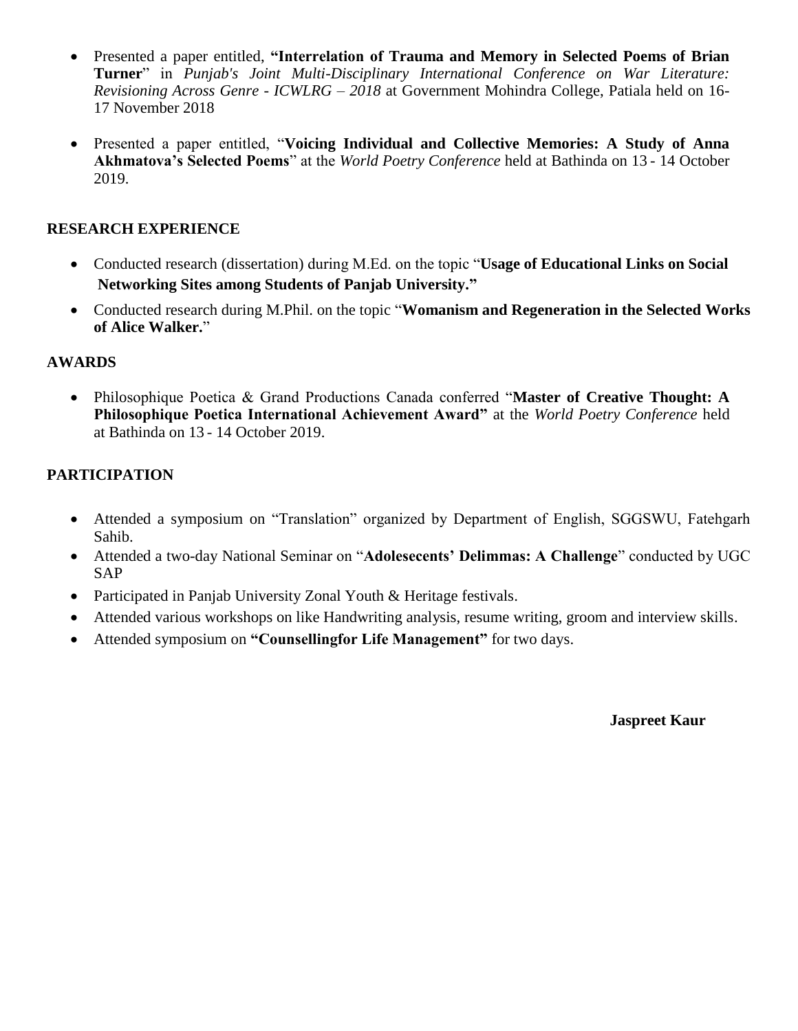- Presented a paper entitled, **"Interrelation of Trauma and Memory in Selected Poems of Brian Turner**" in *Punjab's Joint Multi-Disciplinary International Conference on War Literature: Revisioning Across Genre - ICWLRG – 2018* at Government Mohindra College, Patiala held on 16-17 November 2018

- Presented a paper entitled, "**Voicing Individual and Collective Memories: A Study of Anna Akhmatova's Selected Poems**" at the *World Poetry Conference* held at Bathinda on 13 - 14 October 2019.

## RESEARCH EXPERIENCE

- Conducted research (dissertation) during M.Ed. on the topic "**Usage of Educational Links on Social Networking Sites among Students of Panjab University."**
- Conducted research during M.Phil. on the topic "**Womanism and Regeneration in the Selected Works of Alice Walker.**"

## AWARDS

- Philosophique Poetica & Grand Productions Canada conferred "**Master of Creative Thought: A Philosophique Poetica International Achievement Award"** at the *World Poetry Conference* held at Bathinda on 13 - 14 October 2019.

## PARTICIPATION

- Attended a symposium on "Translation" organized by Department of English, SGGSWU, Fatehgarh Sahib.
- Attended a two-day National Seminar on "**Adolesecents' Delimmas: A Challenge**" conducted by UGC SAP
- Participated in Panjab University Zonal Youth & Heritage festivals.
- Attended various workshops on like Handwriting analysis, resume writing, groom and interview skills.
- Attended symposium on **"Counsellingfor Life Management"** for two days.

**Jaspreet Kaur**